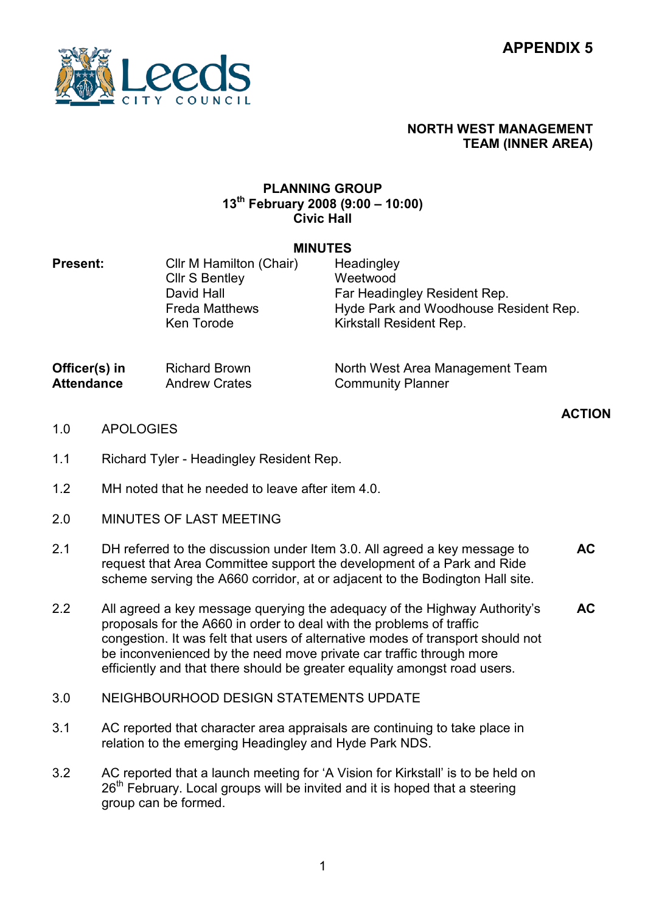**APPENDIX 5**

**NORTH WEST MANAGEMENT TEAM (INNER AREA)**

**PLANNING GROUP**
**13th February 2008 (9:00 – 10:00)**
**Civic Hall**

**MINUTES**

| **Present:** | Cllr M Hamilton (Chair) | Headingley |
|---|---|---|
| | Cllr S Bentley | Weetwood |
| | David Hall | Far Headingley Resident Rep. |
| | Freda Matthews | Hyde Park and Woodhouse Resident Rep. |
| | Ken Torode | Kirkstall Resident Rep. |

| **Officer(s) in Attendance** | Richard Brown | North West Area Management Team |
|---|---|---|
| | Andrew Crates | Community Planner |

| | | **ACTION** |
|---|---|---|
| 1.0 | APOLOGIES | |
| 1.1 | Richard Tyler - Headingley Resident Rep. | |
| 1.2 | MH noted that he needed to leave after item 4.0. | |
| 2.0 | MINUTES OF LAST MEETING | |
| 2.1 | DH referred to the discussion under Item 3.0. All agreed a key message to request that Area Committee support the development of a Park and Ride scheme serving the A660 corridor, at or adjacent to the Bodington Hall site. | **AC** |
| 2.2 | All agreed a key message querying the adequacy of the Highway Authority's proposals for the A660 in order to deal with the problems of traffic congestion. It was felt that users of alternative modes of transport should not be inconvenienced by the need move private car traffic through more efficiently and that there should be greater equality amongst road users. | **AC** |
| 3.0 | NEIGHBOURHOOD DESIGN STATEMENTS UPDATE | |
| 3.1 | AC reported that character area appraisals are continuing to take place in relation to the emerging Headingley and Hyde Park NDS. | |
| 3.2 | AC reported that a launch meeting for 'A Vision for Kirkstall' is to be held on 26th February. Local groups will be invited and it is hoped that a steering group can be formed. | |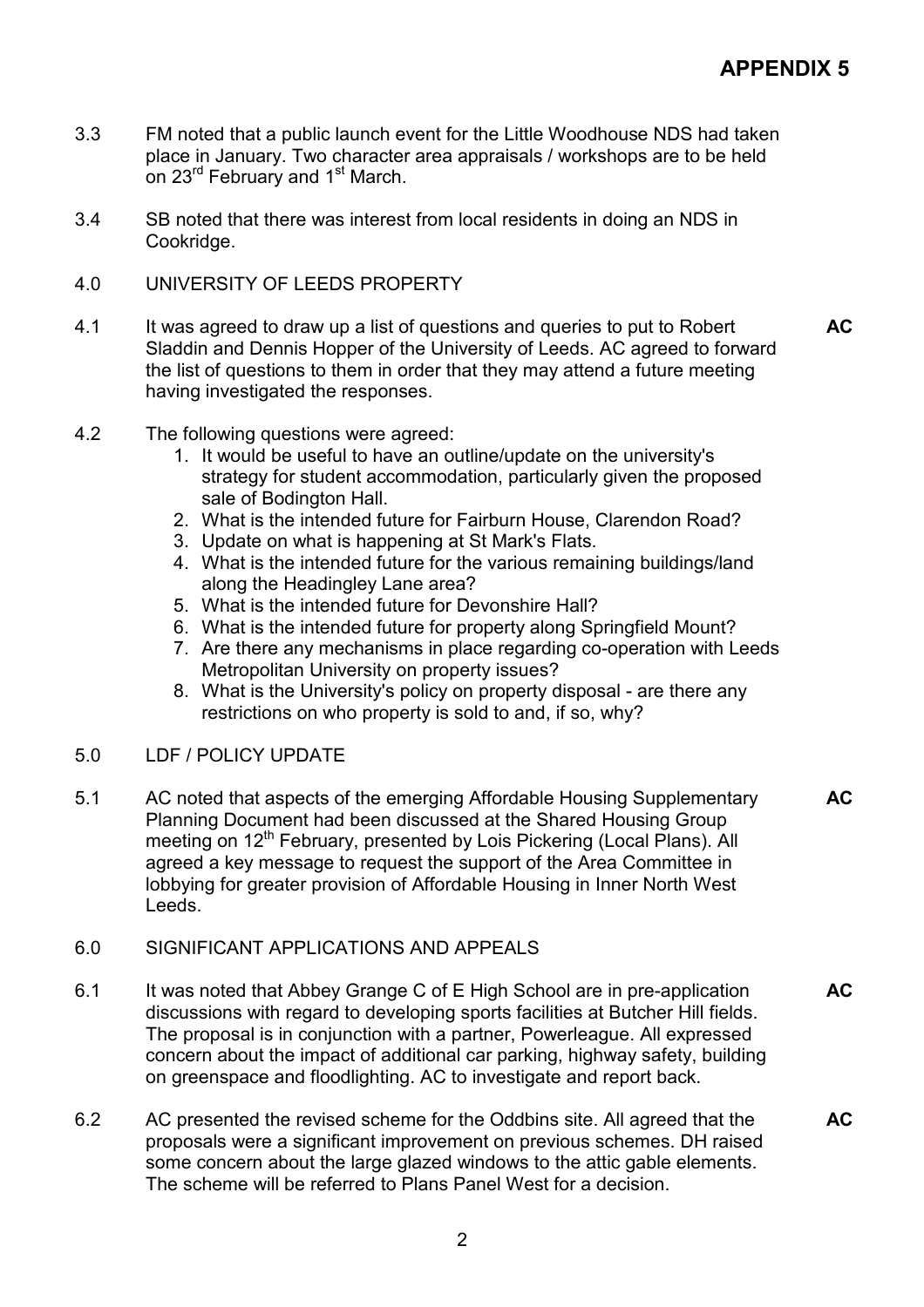# APPENDIX 5

3.3 FM noted that a public launch event for the Little Woodhouse NDS had taken place in January. Two character area appraisals / workshops are to be held on 23rd February and 1st March.

3.4 SB noted that there was interest from local residents in doing an NDS in Cookridge.

4.0 UNIVERSITY OF LEEDS PROPERTY

4.1 It was agreed to draw up a list of questions and queries to put to Robert Sladdin and Dennis Hopper of the University of Leeds. AC agreed to forward the list of questions to them in order that they may attend a future meeting having investigated the responses. **AC**

4.2 The following questions were agreed:

1. It would be useful to have an outline/update on the university's strategy for student accommodation, particularly given the proposed sale of Bodington Hall.
2. What is the intended future for Fairburn House, Clarendon Road?
3. Update on what is happening at St Mark's Flats.
4. What is the intended future for the various remaining buildings/land along the Headingley Lane area?
5. What is the intended future for Devonshire Hall?
6. What is the intended future for property along Springfield Mount?
7. Are there any mechanisms in place regarding co-operation with Leeds Metropolitan University on property issues?
8. What is the University's policy on property disposal - are there any restrictions on who property is sold to and, if so, why?

5.0 LDF / POLICY UPDATE

5.1 AC noted that aspects of the emerging Affordable Housing Supplementary Planning Document had been discussed at the Shared Housing Group meeting on 12th February, presented by Lois Pickering (Local Plans). All agreed a key message to request the support of the Area Committee in lobbying for greater provision of Affordable Housing in Inner North West Leeds. **AC**

6.0 SIGNIFICANT APPLICATIONS AND APPEALS

6.1 It was noted that Abbey Grange C of E High School are in pre-application discussions with regard to developing sports facilities at Butcher Hill fields. The proposal is in conjunction with a partner, Powerleague. All expressed concern about the impact of additional car parking, highway safety, building on greenspace and floodlighting. AC to investigate and report back. **AC**

6.2 AC presented the revised scheme for the Oddbins site. All agreed that the proposals were a significant improvement on previous schemes. DH raised some concern about the large glazed windows to the attic gable elements. The scheme will be referred to Plans Panel West for a decision. **AC**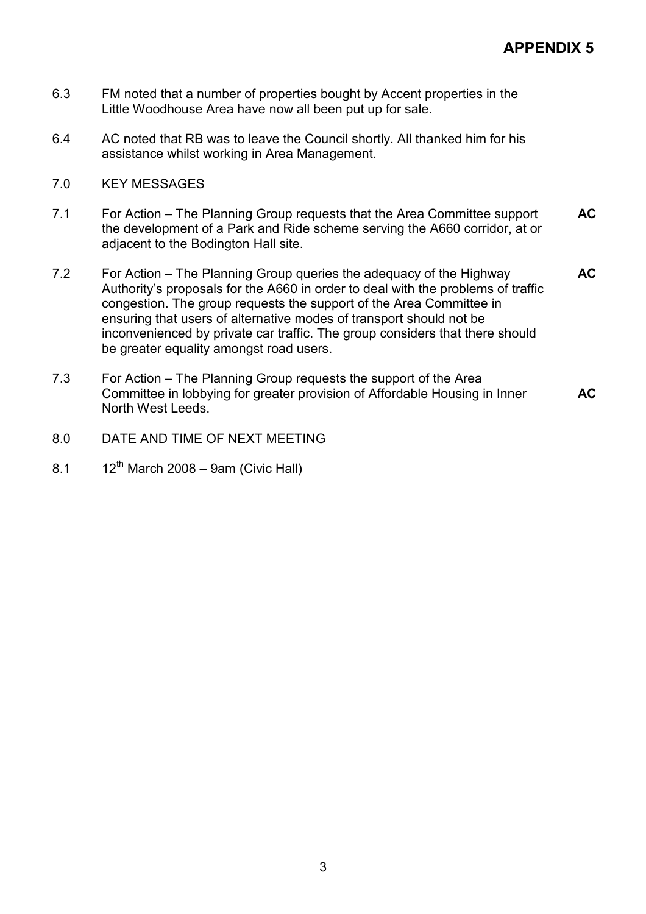**APPENDIX 5**

6.3 FM noted that a number of properties bought by Accent properties in the Little Woodhouse Area have now all been put up for sale.

6.4 AC noted that RB was to leave the Council shortly. All thanked him for his assistance whilst working in Area Management.

7.0 KEY MESSAGES

7.1 For Action – The Planning Group requests that the Area Committee support the development of a Park and Ride scheme serving the A660 corridor, at or adjacent to the Bodington Hall site. **AC**

7.2 For Action – The Planning Group queries the adequacy of the Highway Authority's proposals for the A660 in order to deal with the problems of traffic congestion. The group requests the support of the Area Committee in ensuring that users of alternative modes of transport should not be inconvenienced by private car traffic. The group considers that there should be greater equality amongst road users. **AC**

7.3 For Action – The Planning Group requests the support of the Area Committee in lobbying for greater provision of Affordable Housing in Inner North West Leeds. **AC**

8.0 DATE AND TIME OF NEXT MEETING

8.1 12th March 2008 – 9am (Civic Hall)